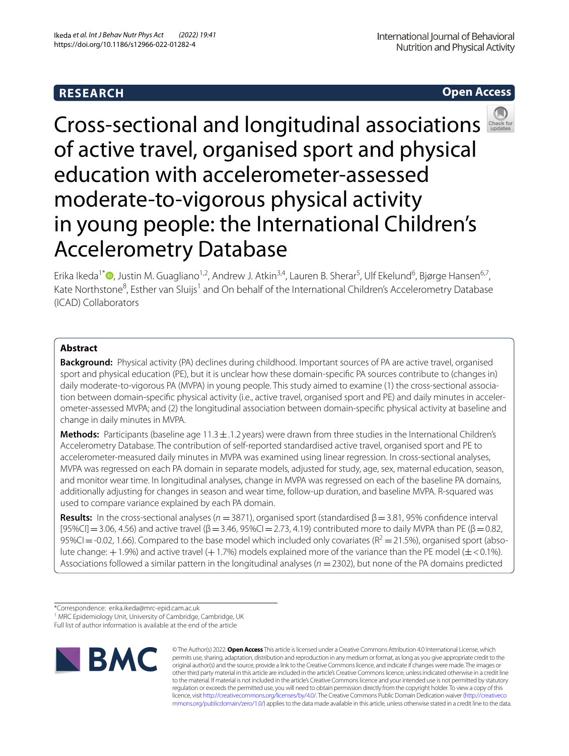**RESEARCH** **Open Access**

# Cross-sectional and longitudinal associations of active travel, organised sport and physical education with accelerometer-assessed moderate-to-vigorous physical activity in young people: the International Children's Accelerometry Database

Erika Ikeda[1*], Justin M. Guagliano[1,2], Andrew J. Atkin[3,4], Lauren B. Sherar[5], Ulf Ekelund[6], Bjørge Hansen[6,7], Kate Northstone[8], Esther van Sluijs[1] and On behalf of the International Children's Accelerometry Database (ICAD) Collaborators

## Abstract

**Background:** Physical activity (PA) declines during childhood. Important sources of PA are active travel, organised sport and physical education (PE), but it is unclear how these domain-specific PA sources contribute to (changes in) daily moderate-to-vigorous PA (MVPA) in young people. This study aimed to examine (1) the cross-sectional association between domain-specific physical activity (i.e., active travel, organised sport and PE) and daily minutes in accelerometer-assessed MVPA; and (2) the longitudinal association between domain-specific physical activity at baseline and change in daily minutes in MVPA.

**Methods:** Participants (baseline age 11.3 ± .1.2 years) were drawn from three studies in the International Children's Accelerometry Database. The contribution of self-reported standardised active travel, organised sport and PE to accelerometer-measured daily minutes in MVPA was examined using linear regression. In cross-sectional analyses, MVPA was regressed on each PA domain in separate models, adjusted for study, age, sex, maternal education, season, and monitor wear time. In longitudinal analyses, change in MVPA was regressed on each of the baseline PA domains, additionally adjusting for changes in season and wear time, follow-up duration, and baseline MVPA. R-squared was used to compare variance explained by each PA domain.

**Results:** In the cross-sectional analyses ($n = 3871$), organised sport (standardised $\beta = 3.81$, 95% confidence interval [95%CI] = 3.06, 4.56) and active travel ($\beta = 3.46$, 95%CI = 2.73, 4.19) contributed more to daily MVPA than PE ($\beta = 0.82$, 95%CI = -0.02, 1.66). Compared to the base model which included only covariates ($R^2 = 21.5\%$), organised sport (absolute change: + 1.9%) and active travel (+ 1.7%) models explained more of the variance than the PE model (± < 0.1%). Associations followed a similar pattern in the longitudinal analyses ($n = 2302$), but none of the PA domains predicted

*Correspondence: erika.ikeda@mrc-epid.cam.ac.uk

[1] MRC Epidemiology Unit, University of Cambridge, Cambridge, UK

Full list of author information is available at the end of the article

© The Author(s) 2022. **Open Access** This article is licensed under a Creative Commons Attribution 4.0 International License, which permits use, sharing, adaptation, distribution and reproduction in any medium or format, as long as you give appropriate credit to the original author(s) and the source, provide a link to the Creative Commons licence, and indicate if changes were made. The images or other third party material in this article are included in the article's Creative Commons licence, unless indicated otherwise in a credit line to the material. If material is not included in the article's Creative Commons licence and your intended use is not permitted by statutory regulation or exceeds the permitted use, you will need to obtain permission directly from the copyright holder. To view a copy of this licence, visit http://creativecommons.org/licenses/by/4.0/. The Creative Commons Public Domain Dedication waiver (http://creativecommons.org/publicdomain/zero/1.0/) applies to the data made available in this article, unless otherwise stated in a credit line to the data.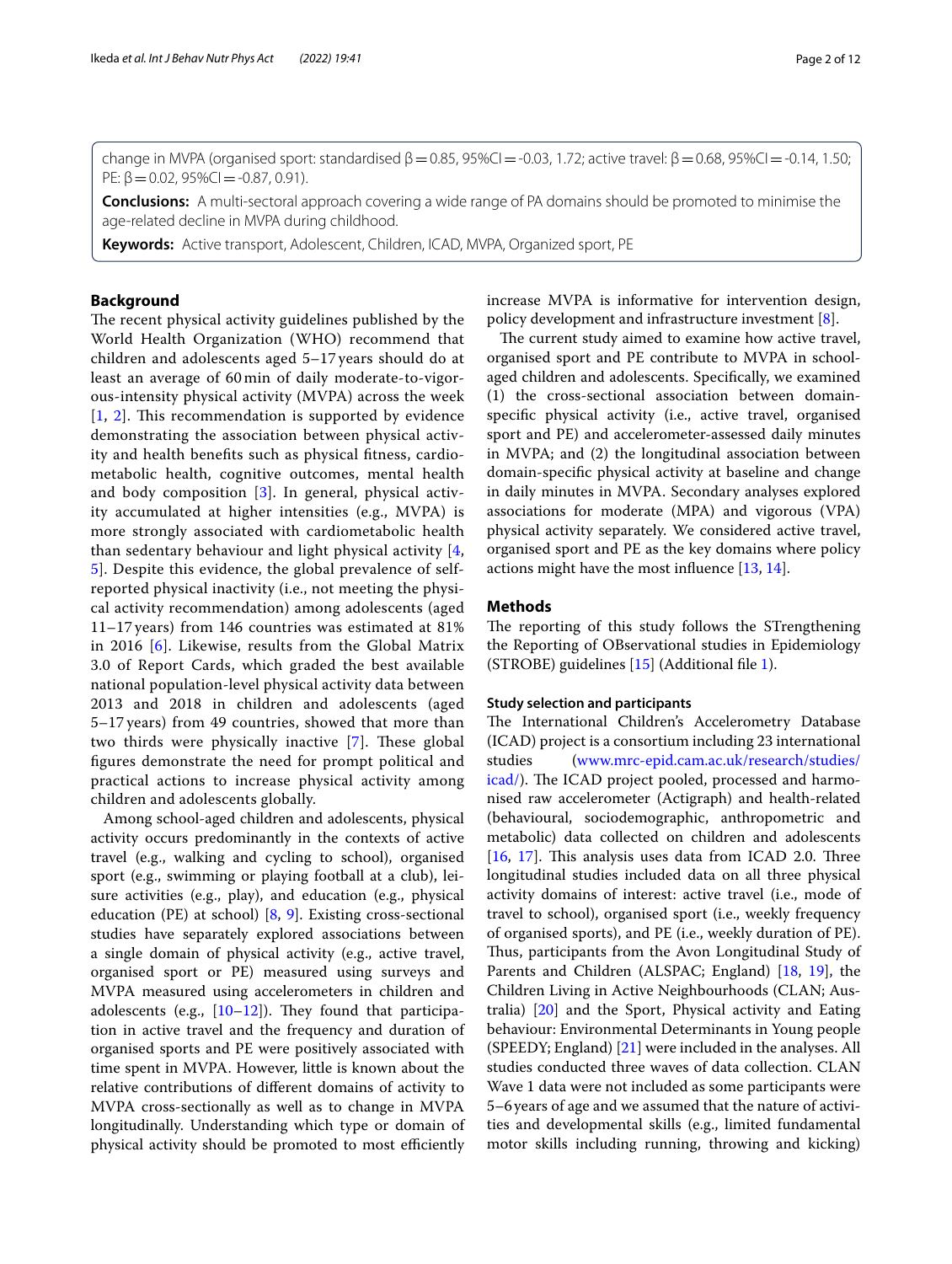change in MVPA (organised sport: standardised β = 0.85, 95%CI = -0.03, 1.72; active travel: β = 0.68, 95%CI = -0.14, 1.50; PE: β = 0.02, 95%CI = -0.87, 0.91).

**Conclusions:** A multi-sectoral approach covering a wide range of PA domains should be promoted to minimise the age-related decline in MVPA during childhood.

**Keywords:** Active transport, Adolescent, Children, ICAD, MVPA, Organized sport, PE

## Background

The recent physical activity guidelines published by the World Health Organization (WHO) recommend that children and adolescents aged 5–17 years should do at least an average of 60 min of daily moderate-to-vigorous-intensity physical activity (MVPA) across the week [1, 2]. This recommendation is supported by evidence demonstrating the association between physical activity and health benefits such as physical fitness, cardiometabolic health, cognitive outcomes, mental health and body composition [3]. In general, physical activity accumulated at higher intensities (e.g., MVPA) is more strongly associated with cardiometabolic health than sedentary behaviour and light physical activity [4, 5]. Despite this evidence, the global prevalence of self-reported physical inactivity (i.e., not meeting the physical activity recommendation) among adolescents (aged 11–17 years) from 146 countries was estimated at 81% in 2016 [6]. Likewise, results from the Global Matrix 3.0 of Report Cards, which graded the best available national population-level physical activity data between 2013 and 2018 in children and adolescents (aged 5–17 years) from 49 countries, showed that more than two thirds were physically inactive [7]. These global figures demonstrate the need for prompt political and practical actions to increase physical activity among children and adolescents globally.

Among school-aged children and adolescents, physical activity occurs predominantly in the contexts of active travel (e.g., walking and cycling to school), organised sport (e.g., swimming or playing football at a club), leisure activities (e.g., play), and education (e.g., physical education (PE) at school) [8, 9]. Existing cross-sectional studies have separately explored associations between a single domain of physical activity (e.g., active travel, organised sport or PE) measured using surveys and MVPA measured using accelerometers in children and adolescents (e.g., [10–12]). They found that participation in active travel and the frequency and duration of organised sports and PE were positively associated with time spent in MVPA. However, little is known about the relative contributions of different domains of activity to MVPA cross-sectionally as well as to change in MVPA longitudinally. Understanding which type or domain of physical activity should be promoted to most efficiently increase MVPA is informative for intervention design, policy development and infrastructure investment [8].

The current study aimed to examine how active travel, organised sport and PE contribute to MVPA in school-aged children and adolescents. Specifically, we examined (1) the cross-sectional association between domain-specific physical activity (i.e., active travel, organised sport and PE) and accelerometer-assessed daily minutes in MVPA; and (2) the longitudinal association between domain-specific physical activity at baseline and change in daily minutes in MVPA. Secondary analyses explored associations for moderate (MPA) and vigorous (VPA) physical activity separately. We considered active travel, organised sport and PE as the key domains where policy actions might have the most influence [13, 14].

## Methods

The reporting of this study follows the STrengthening the Reporting of OBservational studies in Epidemiology (STROBE) guidelines [15] (Additional file 1).

### Study selection and participants

The International Children's Accelerometry Database (ICAD) project is a consortium including 23 international studies (www.mrc-epid.cam.ac.uk/research/studies/icad/). The ICAD project pooled, processed and harmonised raw accelerometer (Actigraph) and health-related (behavioural, sociodemographic, anthropometric and metabolic) data collected on children and adolescents [16, 17]. This analysis uses data from ICAD 2.0. Three longitudinal studies included data on all three physical activity domains of interest: active travel (i.e., mode of travel to school), organised sport (i.e., weekly frequency of organised sports), and PE (i.e., weekly duration of PE). Thus, participants from the Avon Longitudinal Study of Parents and Children (ALSPAC; England) [18, 19], the Children Living in Active Neighbourhoods (CLAN; Australia) [20] and the Sport, Physical activity and Eating behaviour: Environmental Determinants in Young people (SPEEDY; England) [21] were included in the analyses. All studies conducted three waves of data collection. CLAN Wave 1 data were not included as some participants were 5–6 years of age and we assumed that the nature of activities and developmental skills (e.g., limited fundamental motor skills including running, throwing and kicking)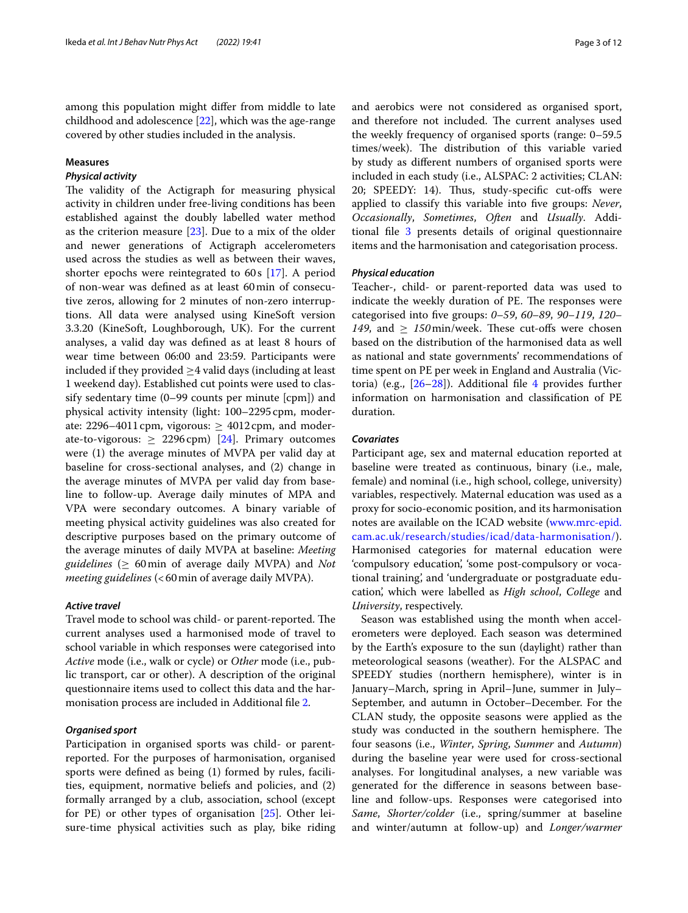among this population might differ from middle to late childhood and adolescence [22], which was the age-range covered by other studies included in the analysis.

## Measures

### *Physical activity*

The validity of the Actigraph for measuring physical activity in children under free-living conditions has been established against the doubly labelled water method as the criterion measure [23]. Due to a mix of the older and newer generations of Actigraph accelerometers used across the studies as well as between their waves, shorter epochs were reintegrated to 60 s [17]. A period of non-wear was defined as at least 60 min of consecutive zeros, allowing for 2 minutes of non-zero interruptions. All data were analysed using KineSoft version 3.3.20 (KineSoft, Loughborough, UK). For the current analyses, a valid day was defined as at least 8 hours of wear time between 06:00 and 23:59. Participants were included if they provided ≥4 valid days (including at least 1 weekend day). Established cut points were used to classify sedentary time (0–99 counts per minute [cpm]) and physical activity intensity (light: 100–2295 cpm, moderate: 2296–4011 cpm, vigorous: ≥ 4012 cpm, and moderate-to-vigorous: ≥ 2296 cpm) [24]. Primary outcomes were (1) the average minutes of MVPA per valid day at baseline for cross-sectional analyses, and (2) change in the average minutes of MVPA per valid day from baseline to follow-up. Average daily minutes of MPA and VPA were secondary outcomes. A binary variable of meeting physical activity guidelines was also created for descriptive purposes based on the primary outcome of the average minutes of daily MVPA at baseline: *Meeting guidelines* (≥ 60 min of average daily MVPA) and *Not meeting guidelines* (< 60 min of average daily MVPA).

### *Active travel*

Travel mode to school was child- or parent-reported. The current analyses used a harmonised mode of travel to school variable in which responses were categorised into *Active* mode (i.e., walk or cycle) or *Other* mode (i.e., public transport, car or other). A description of the original questionnaire items used to collect this data and the harmonisation process are included in Additional file 2.

### *Organised sport*

Participation in organised sports was child- or parent-reported. For the purposes of harmonisation, organised sports were defined as being (1) formed by rules, facilities, equipment, normative beliefs and policies, and (2) formally arranged by a club, association, school (except for PE) or other types of organisation [25]. Other leisure-time physical activities such as play, bike riding and aerobics were not considered as organised sport, and therefore not included. The current analyses used the weekly frequency of organised sports (range: 0–59.5 times/week). The distribution of this variable varied by study as different numbers of organised sports were included in each study (i.e., ALSPAC: 2 activities; CLAN: 20; SPEEDY: 14). Thus, study-specific cut-offs were applied to classify this variable into five groups: *Never*, *Occasionally*, *Sometimes*, *Often* and *Usually*. Additional file 3 presents details of original questionnaire items and the harmonisation and categorisation process.

### *Physical education*

Teacher-, child- or parent-reported data was used to indicate the weekly duration of PE. The responses were categorised into five groups: *0–59*, *60–89*, *90–119*, *120–149*, and *≥ 150* min/week. These cut-offs were chosen based on the distribution of the harmonised data as well as national and state governments' recommendations of time spent on PE per week in England and Australia (Victoria) (e.g., [26–28]). Additional file 4 provides further information on harmonisation and classification of PE duration.

### *Covariates*

Participant age, sex and maternal education reported at baseline were treated as continuous, binary (i.e., male, female) and nominal (i.e., high school, college, university) variables, respectively. Maternal education was used as a proxy for socio-economic position, and its harmonisation notes are available on the ICAD website (www.mrc-epid.cam.ac.uk/research/studies/icad/data-harmonisation/). Harmonised categories for maternal education were 'compulsory education', 'some post-compulsory or vocational training', and 'undergraduate or postgraduate education', which were labelled as *High school*, *College* and *University*, respectively.

Season was established using the month when accelerometers were deployed. Each season was determined by the Earth's exposure to the sun (daylight) rather than meteorological seasons (weather). For the ALSPAC and SPEEDY studies (northern hemisphere), winter is in January–March, spring in April–June, summer in July–September, and autumn in October–December. For the CLAN study, the opposite seasons were applied as the study was conducted in the southern hemisphere. The four seasons (i.e., *Winter*, *Spring*, *Summer* and *Autumn*) during the baseline year were used for cross-sectional analyses. For longitudinal analyses, a new variable was generated for the difference in seasons between baseline and follow-ups. Responses were categorised into *Same*, *Shorter/colder* (i.e., spring/summer at baseline and winter/autumn at follow-up) and *Longer/warmer*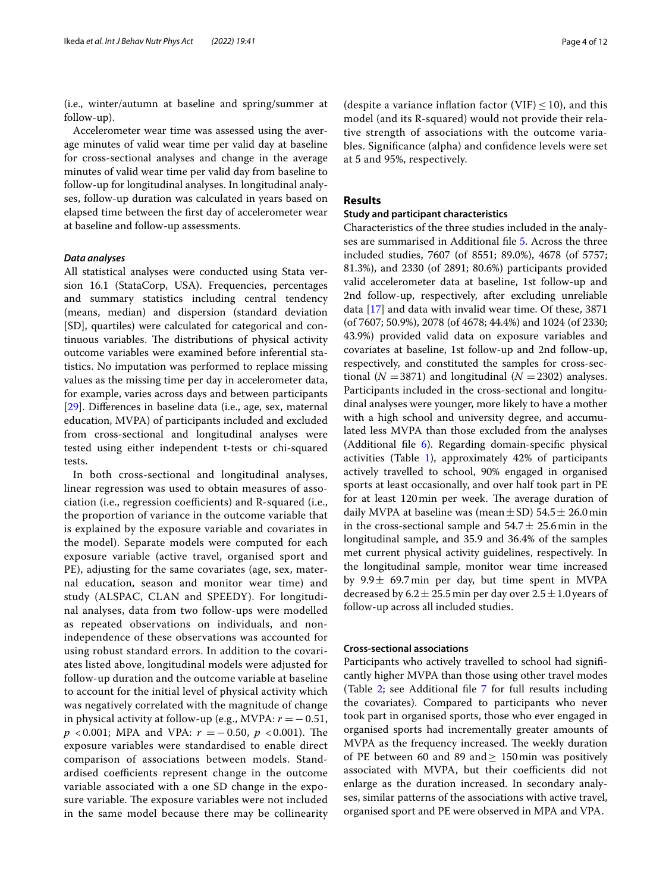(i.e., winter/autumn at baseline and spring/summer at follow-up).

Accelerometer wear time was assessed using the average minutes of valid wear time per valid day at baseline for cross-sectional analyses and change in the average minutes of valid wear time per valid day from baseline to follow-up for longitudinal analyses. In longitudinal analyses, follow-up duration was calculated in years based on elapsed time between the first day of accelerometer wear at baseline and follow-up assessments.

### *Data analyses*

All statistical analyses were conducted using Stata version 16.1 (StataCorp, USA). Frequencies, percentages and summary statistics including central tendency (means, median) and dispersion (standard deviation [SD], quartiles) were calculated for categorical and continuous variables. The distributions of physical activity outcome variables were examined before inferential statistics. No imputation was performed to replace missing values as the missing time per day in accelerometer data, for example, varies across days and between participants [29]. Differences in baseline data (i.e., age, sex, maternal education, MVPA) of participants included and excluded from cross-sectional and longitudinal analyses were tested using either independent t-tests or chi-squared tests.

In both cross-sectional and longitudinal analyses, linear regression was used to obtain measures of association (i.e., regression coefficients) and R-squared (i.e., the proportion of variance in the outcome variable that is explained by the exposure variable and covariates in the model). Separate models were computed for each exposure variable (active travel, organised sport and PE), adjusting for the same covariates (age, sex, maternal education, season and monitor wear time) and study (ALSPAC, CLAN and SPEEDY). For longitudinal analyses, data from two follow-ups were modelled as repeated observations on individuals, and non-independence of these observations was accounted for using robust standard errors. In addition to the covariates listed above, longitudinal models were adjusted for follow-up duration and the outcome variable at baseline to account for the initial level of physical activity which was negatively correlated with the magnitude of change in physical activity at follow-up (e.g., MVPA: $r = -0.51$, $p < 0.001$; MPA and VPA: $r = -0.50$, $p < 0.001$). The exposure variables were standardised to enable direct comparison of associations between models. Standardised coefficients represent change in the outcome variable associated with a one SD change in the exposure variable. The exposure variables were not included in the same model because there may be collinearity (despite a variance inflation factor (VIF) $\leq 10$), and this model (and its R-squared) would not provide their relative strength of associations with the outcome variables. Significance (alpha) and confidence levels were set at 5 and 95%, respectively.

## Results

### Study and participant characteristics

Characteristics of the three studies included in the analyses are summarised in Additional file 5. Across the three included studies, 7607 (of 8551; 89.0%), 4678 (of 5757; 81.3%), and 2330 (of 2891; 80.6%) participants provided valid accelerometer data at baseline, 1st follow-up and 2nd follow-up, respectively, after excluding unreliable data [17] and data with invalid wear time. Of these, 3871 (of 7607; 50.9%), 2078 (of 4678; 44.4%) and 1024 (of 2330; 43.9%) provided valid data on exposure variables and covariates at baseline, 1st follow-up and 2nd follow-up, respectively, and constituted the samples for cross-sectional ($N = 3871$) and longitudinal ($N = 2302$) analyses. Participants included in the cross-sectional and longitudinal analyses were younger, more likely to have a mother with a high school and university degree, and accumulated less MVPA than those excluded from the analyses (Additional file 6). Regarding domain-specific physical activities (Table 1), approximately 42% of participants actively travelled to school, 90% engaged in organised sports at least occasionally, and over half took part in PE for at least 120 min per week. The average duration of daily MVPA at baseline was (mean ± SD) 54.5 ± 26.0 min in the cross-sectional sample and 54.7 ± 25.6 min in the longitudinal sample, and 35.9 and 36.4% of the samples met current physical activity guidelines, respectively. In the longitudinal sample, monitor wear time increased by 9.9 ± 69.7 min per day, but time spent in MVPA decreased by 6.2 ± 25.5 min per day over 2.5 ± 1.0 years of follow-up across all included studies.

### Cross-sectional associations

Participants who actively travelled to school had significantly higher MVPA than those using other travel modes (Table 2; see Additional file 7 for full results including the covariates). Compared to participants who never took part in organised sports, those who ever engaged in organised sports had incrementally greater amounts of MVPA as the frequency increased. The weekly duration of PE between 60 and 89 and ≥ 150 min was positively associated with MVPA, but their coefficients did not enlarge as the duration increased. In secondary analyses, similar patterns of the associations with active travel, organised sport and PE were observed in MPA and VPA.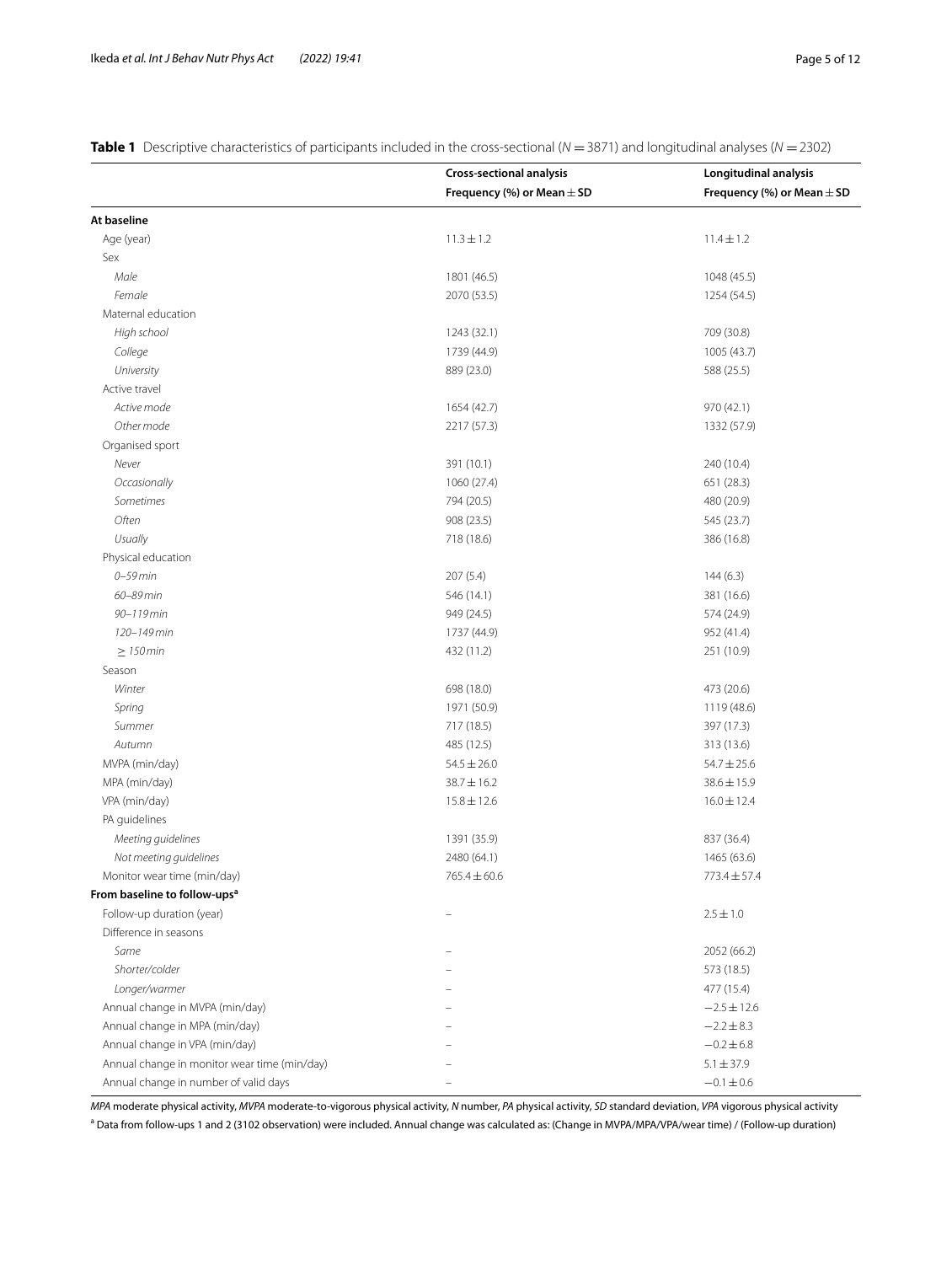**Table 1** Descriptive characteristics of participants included in the cross-sectional ($N = 3871$) and longitudinal analyses ($N = 2302$)

| | Cross-sectional analysis | Longitudinal analysis |
|---|---|---|
| | Frequency (%) or Mean ± SD | Frequency (%) or Mean ± SD |
| **At baseline** | | |
| Age (year) | 11.3 ± 1.2 | 11.4 ± 1.2 |
| Sex | | |
| *Male* | 1801 (46.5) | 1048 (45.5) |
| *Female* | 2070 (53.5) | 1254 (54.5) |
| Maternal education | | |
| *High school* | 1243 (32.1) | 709 (30.8) |
| *College* | 1739 (44.9) | 1005 (43.7) |
| *University* | 889 (23.0) | 588 (25.5) |
| Active travel | | |
| *Active mode* | 1654 (42.7) | 970 (42.1) |
| *Other mode* | 2217 (57.3) | 1332 (57.9) |
| Organised sport | | |
| *Never* | 391 (10.1) | 240 (10.4) |
| *Occasionally* | 1060 (27.4) | 651 (28.3) |
| *Sometimes* | 794 (20.5) | 480 (20.9) |
| *Often* | 908 (23.5) | 545 (23.7) |
| *Usually* | 718 (18.6) | 386 (16.8) |
| Physical education | | |
| *0–59 min* | 207 (5.4) | 144 (6.3) |
| *60–89 min* | 546 (14.1) | 381 (16.6) |
| *90–119 min* | 949 (24.5) | 574 (24.9) |
| *120–149 min* | 1737 (44.9) | 952 (41.4) |
| *≥ 150 min* | 432 (11.2) | 251 (10.9) |
| Season | | |
| *Winter* | 698 (18.0) | 473 (20.6) |
| *Spring* | 1971 (50.9) | 1119 (48.6) |
| *Summer* | 717 (18.5) | 397 (17.3) |
| *Autumn* | 485 (12.5) | 313 (13.6) |
| MVPA (min/day) | 54.5 ± 26.0 | 54.7 ± 25.6 |
| MPA (min/day) | 38.7 ± 16.2 | 38.6 ± 15.9 |
| VPA (min/day) | 15.8 ± 12.6 | 16.0 ± 12.4 |
| PA guidelines | | |
| *Meeting guidelines* | 1391 (35.9) | 837 (36.4) |
| *Not meeting guidelines* | 2480 (64.1) | 1465 (63.6) |
| Monitor wear time (min/day) | 765.4 ± 60.6 | 773.4 ± 57.4 |
| **From baseline to follow-ups[a]** | | |
| Follow-up duration (year) | – | 2.5 ± 1.0 |
| Difference in seasons | | |
| *Same* | – | 2052 (66.2) |
| *Shorter/colder* | – | 573 (18.5) |
| *Longer/warmer* | – | 477 (15.4) |
| Annual change in MVPA (min/day) | – | −2.5 ± 12.6 |
| Annual change in MPA (min/day) | – | −2.2 ± 8.3 |
| Annual change in VPA (min/day) | – | −0.2 ± 6.8 |
| Annual change in monitor wear time (min/day) | – | 5.1 ± 37.9 |
| Annual change in number of valid days | – | −0.1 ± 0.6 |

*MPA* moderate physical activity, *MVPA* moderate-to-vigorous physical activity, *N* number, *PA* physical activity, *SD* standard deviation, *VPA* vigorous physical activity

[a] Data from follow-ups 1 and 2 (3102 observation) were included. Annual change was calculated as: (Change in MVPA/MPA/VPA/wear time) / (Follow-up duration)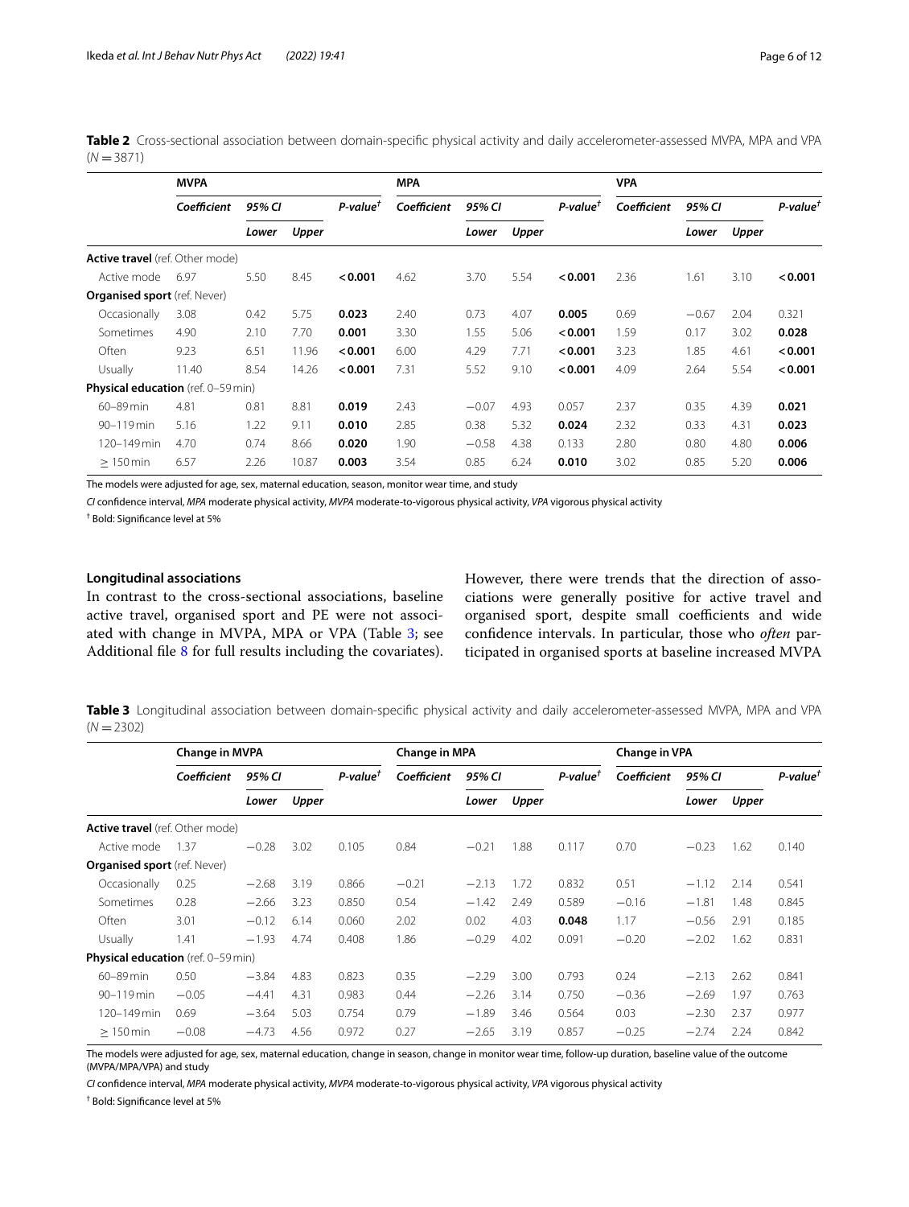**Table 2** Cross-sectional association between domain-specific physical activity and daily accelerometer-assessed MVPA, MPA and VPA ($N = 3871$)

| | **MVPA** | | | | **MPA** | | | | **VPA** | | | |
|---|---|---|---|---|---|---|---|---|---|---|---|---|
| | ***Coefficient*** | ***95% CI*** | | ***P-value*** [†] | ***Coefficient*** | ***95% CI*** | | ***P-value*** [†] | ***Coefficient*** | ***95% CI*** | | ***P-value*** [†] |
| | | ***Lower*** | ***Upper*** | | | ***Lower*** | ***Upper*** | | | ***Lower*** | ***Upper*** | |
| **Active travel** (ref. Other mode) | | | | | | | | | | | | |
| Active mode | 6.97 | 5.50 | 8.45 | **< 0.001** | 4.62 | 3.70 | 5.54 | **< 0.001** | 2.36 | 1.61 | 3.10 | **< 0.001** |
| **Organised sport** (ref. Never) | | | | | | | | | | | | |
| Occasionally | 3.08 | 0.42 | 5.75 | **0.023** | 2.40 | 0.73 | 4.07 | **0.005** | 0.69 | −0.67 | 2.04 | 0.321 |
| Sometimes | 4.90 | 2.10 | 7.70 | **0.001** | 3.30 | 1.55 | 5.06 | **< 0.001** | 1.59 | 0.17 | 3.02 | **0.028** |
| Often | 9.23 | 6.51 | 11.96 | **< 0.001** | 6.00 | 4.29 | 7.71 | **< 0.001** | 3.23 | 1.85 | 4.61 | **< 0.001** |
| Usually | 11.40 | 8.54 | 14.26 | **< 0.001** | 7.31 | 5.52 | 9.10 | **< 0.001** | 4.09 | 2.64 | 5.54 | **< 0.001** |
| **Physical education** (ref. 0–59 min) | | | | | | | | | | | | |
| 60–89 min | 4.81 | 0.81 | 8.81 | **0.019** | 2.43 | −0.07 | 4.93 | 0.057 | 2.37 | 0.35 | 4.39 | **0.021** |
| 90–119 min | 5.16 | 1.22 | 9.11 | **0.010** | 2.85 | 0.38 | 5.32 | **0.024** | 2.32 | 0.33 | 4.31 | **0.023** |
| 120–149 min | 4.70 | 0.74 | 8.66 | **0.020** | 1.90 | −0.58 | 4.38 | 0.133 | 2.80 | 0.80 | 4.80 | **0.006** |
| ≥ 150 min | 6.57 | 2.26 | 10.87 | **0.003** | 3.54 | 0.85 | 6.24 | **0.010** | 3.02 | 0.85 | 5.20 | **0.006** |

The models were adjusted for age, sex, maternal education, season, monitor wear time, and study

*CI* confidence interval, *MPA* moderate physical activity, *MVPA* moderate-to-vigorous physical activity, *VPA* vigorous physical activity

[†] Bold: Significance level at 5%

#### Longitudinal associations

In contrast to the cross-sectional associations, baseline active travel, organised sport and PE were not associated with change in MVPA, MPA or VPA (Table 3; see Additional file 8 for full results including the covariates). However, there were trends that the direction of associations were generally positive for active travel and organised sport, despite small coefficients and wide confidence intervals. In particular, those who *often* participated in organised sports at baseline increased MVPA

**Table 3** Longitudinal association between domain-specific physical activity and daily accelerometer-assessed MVPA, MPA and VPA ($N = 2302$)

| | **Change in MVPA** | | | | **Change in MPA** | | | | **Change in VPA** | | | |
|---|---|---|---|---|---|---|---|---|---|---|---|---|
| | ***Coefficient*** | ***95% CI*** | | ***P-value*** [†] | ***Coefficient*** | ***95% CI*** | | ***P-value*** [†] | ***Coefficient*** | ***95% CI*** | | ***P-value*** [†] |
| | | ***Lower*** | ***Upper*** | | | ***Lower*** | ***Upper*** | | | ***Lower*** | ***Upper*** | |
| **Active travel** (ref. Other mode) | | | | | | | | | | | | |
| Active mode | 1.37 | −0.28 | 3.02 | 0.105 | 0.84 | −0.21 | 1.88 | 0.117 | 0.70 | −0.23 | 1.62 | 0.140 |
| **Organised sport** (ref. Never) | | | | | | | | | | | | |
| Occasionally | 0.25 | −2.68 | 3.19 | 0.866 | −0.21 | −2.13 | 1.72 | 0.832 | 0.51 | −1.12 | 2.14 | 0.541 |
| Sometimes | 0.28 | −2.66 | 3.23 | 0.850 | 0.54 | −1.42 | 2.49 | 0.589 | −0.16 | −1.81 | 1.48 | 0.845 |
| Often | 3.01 | −0.12 | 6.14 | 0.060 | 2.02 | 0.02 | 4.03 | **0.048** | 1.17 | −0.56 | 2.91 | 0.185 |
| Usually | 1.41 | −1.93 | 4.74 | 0.408 | 1.86 | −0.29 | 4.02 | 0.091 | −0.20 | −2.02 | 1.62 | 0.831 |
| **Physical education** (ref. 0–59 min) | | | | | | | | | | | | |
| 60–89 min | 0.50 | −3.84 | 4.83 | 0.823 | 0.35 | −2.29 | 3.00 | 0.793 | 0.24 | −2.13 | 2.62 | 0.841 |
| 90–119 min | −0.05 | −4.41 | 4.31 | 0.983 | 0.44 | −2.26 | 3.14 | 0.750 | −0.36 | −2.69 | 1.97 | 0.763 |
| 120–149 min | 0.69 | −3.64 | 5.03 | 0.754 | 0.79 | −1.89 | 3.46 | 0.564 | 0.03 | −2.30 | 2.37 | 0.977 |
| ≥ 150 min | −0.08 | −4.73 | 4.56 | 0.972 | 0.27 | −2.65 | 3.19 | 0.857 | −0.25 | −2.74 | 2.24 | 0.842 |

The models were adjusted for age, sex, maternal education, change in season, change in monitor wear time, follow-up duration, baseline value of the outcome (MVPA/MPA/VPA) and study

*CI* confidence interval, *MPA* moderate physical activity, *MVPA* moderate-to-vigorous physical activity, *VPA* vigorous physical activity

[†] Bold: Significance level at 5%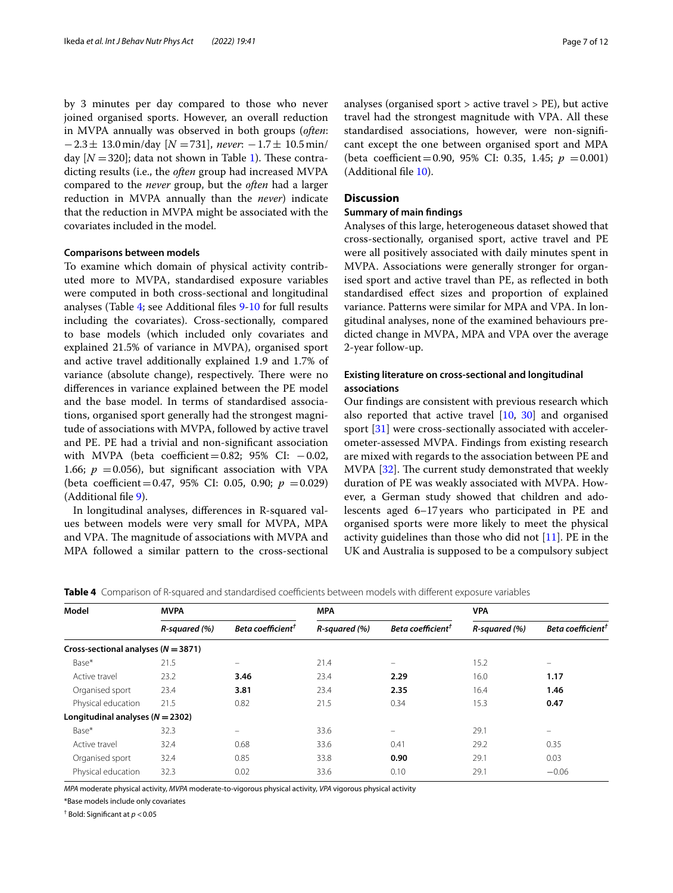by 3 minutes per day compared to those who never joined organised sports. However, an overall reduction in MVPA annually was observed in both groups (*often*: $-2.3 \pm 13.0$ min/day [$N = 731$], *never*: $-1.7 \pm 10.5$ min/day [$N = 320$]; data not shown in Table 1). These contradicting results (i.e., the *often* group had increased MVPA compared to the *never* group, but the *often* had a larger reduction in MVPA annually than the *never*) indicate that the reduction in MVPA might be associated with the covariates included in the model.

### Comparisons between models

To examine which domain of physical activity contributed more to MVPA, standardised exposure variables were computed in both cross-sectional and longitudinal analyses (Table 4; see Additional files 9-10 for full results including the covariates). Cross-sectionally, compared to base models (which included only covariates and explained 21.5% of variance in MVPA), organised sport and active travel additionally explained 1.9 and 1.7% of variance (absolute change), respectively. There were no differences in variance explained between the PE model and the base model. In terms of standardised associations, organised sport generally had the strongest magnitude of associations with MVPA, followed by active travel and PE. PE had a trivial and non-significant association with MVPA (beta coefficient = 0.82; 95% CI: −0.02, 1.66; $p = 0.056$), but significant association with VPA (beta coefficient = 0.47, 95% CI: 0.05, 0.90; $p = 0.029$) (Additional file 9).

In longitudinal analyses, differences in R-squared values between models were very small for MVPA, MPA and VPA. The magnitude of associations with MVPA and MPA followed a similar pattern to the cross-sectional analyses (organised sport > active travel > PE), but active travel had the strongest magnitude with VPA. All these standardised associations, however, were non-significant except the one between organised sport and MPA (beta coefficient = 0.90, 95% CI: 0.35, 1.45; $p = 0.001$) (Additional file 10).

## Discussion

### Summary of main findings

Analyses of this large, heterogeneous dataset showed that cross-sectionally, organised sport, active travel and PE were all positively associated with daily minutes spent in MVPA. Associations were generally stronger for organised sport and active travel than PE, as reflected in both standardised effect sizes and proportion of explained variance. Patterns were similar for MPA and VPA. In longitudinal analyses, none of the examined behaviours predicted change in MVPA, MPA and VPA over the average 2-year follow-up.

### Existing literature on cross-sectional and longitudinal associations

Our findings are consistent with previous research which also reported that active travel [10, 30] and organised sport [31] were cross-sectionally associated with accelerometer-assessed MVPA. Findings from existing research are mixed with regards to the association between PE and MVPA [32]. The current study demonstrated that weekly duration of PE was weakly associated with MVPA. However, a German study showed that children and adolescents aged 6–17 years who participated in PE and organised sports were more likely to meet the physical activity guidelines than those who did not [11]. PE in the UK and Australia is supposed to be a compulsory subject

**Table 4** Comparison of R-squared and standardised coefficients between models with different exposure variables

| Model | MVPA | | MPA | | VPA | |
|---|---|---|---|---|---|---|
| | *R-squared (%)* | *Beta coefficient*[†] | *R-squared (%)* | *Beta coefficient*[†] | *R-squared (%)* | *Beta coefficient*[†] |
| **Cross-sectional analyses ($N = 3871$)** | | | | | | |
| Base* | 21.5 | – | 21.4 | – | 15.2 | – |
| Active travel | 23.2 | **3.46** | 23.4 | **2.29** | 16.0 | **1.17** |
| Organised sport | 23.4 | **3.81** | 23.4 | **2.35** | 16.4 | **1.46** |
| Physical education | 21.5 | 0.82 | 21.5 | 0.34 | 15.3 | **0.47** |
| **Longitudinal analyses ($N = 2302$)** | | | | | | |
| Base* | 32.3 | – | 33.6 | – | 29.1 | – |
| Active travel | 32.4 | 0.68 | 33.6 | 0.41 | 29.2 | 0.35 |
| Organised sport | 32.4 | 0.85 | 33.8 | **0.90** | 29.1 | 0.03 |
| Physical education | 32.3 | 0.02 | 33.6 | 0.10 | 29.1 | −0.06 |

*MPA* moderate physical activity, *MVPA* moderate-to-vigorous physical activity, *VPA* vigorous physical activity

*Base models include only covariates

[†] Bold: Significant at $p < 0.05$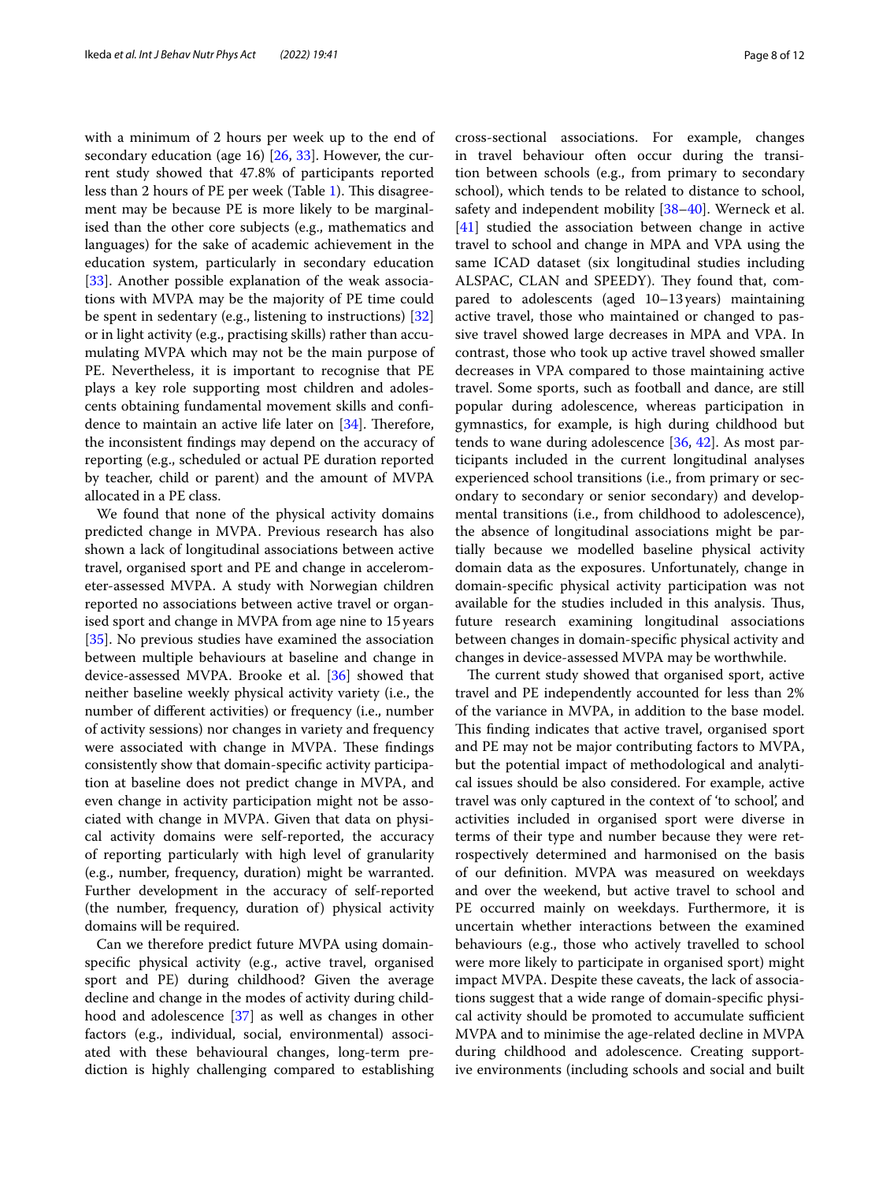with a minimum of 2 hours per week up to the end of secondary education (age 16) [26, 33]. However, the current study showed that 47.8% of participants reported less than 2 hours of PE per week (Table 1). This disagreement may be because PE is more likely to be marginalised than the other core subjects (e.g., mathematics and languages) for the sake of academic achievement in the education system, particularly in secondary education [33]. Another possible explanation of the weak associations with MVPA may be the majority of PE time could be spent in sedentary (e.g., listening to instructions) [32] or in light activity (e.g., practising skills) rather than accumulating MVPA which may not be the main purpose of PE. Nevertheless, it is important to recognise that PE plays a key role supporting most children and adolescents obtaining fundamental movement skills and confidence to maintain an active life later on [34]. Therefore, the inconsistent findings may depend on the accuracy of reporting (e.g., scheduled or actual PE duration reported by teacher, child or parent) and the amount of MVPA allocated in a PE class.

We found that none of the physical activity domains predicted change in MVPA. Previous research has also shown a lack of longitudinal associations between active travel, organised sport and PE and change in accelerometer-assessed MVPA. A study with Norwegian children reported no associations between active travel or organised sport and change in MVPA from age nine to 15 years [35]. No previous studies have examined the association between multiple behaviours at baseline and change in device-assessed MVPA. Brooke et al. [36] showed that neither baseline weekly physical activity variety (i.e., the number of different activities) or frequency (i.e., number of activity sessions) nor changes in variety and frequency were associated with change in MVPA. These findings consistently show that domain-specific activity participation at baseline does not predict change in MVPA, and even change in activity participation might not be associated with change in MVPA. Given that data on physical activity domains were self-reported, the accuracy of reporting particularly with high level of granularity (e.g., number, frequency, duration) might be warranted. Further development in the accuracy of self-reported (the number, frequency, duration of) physical activity domains will be required.

Can we therefore predict future MVPA using domain-specific physical activity (e.g., active travel, organised sport and PE) during childhood? Given the average decline and change in the modes of activity during childhood and adolescence [37] as well as changes in other factors (e.g., individual, social, environmental) associated with these behavioural changes, long-term prediction is highly challenging compared to establishing cross-sectional associations. For example, changes in travel behaviour often occur during the transition between schools (e.g., from primary to secondary school), which tends to be related to distance to school, safety and independent mobility [38–40]. Werneck et al. [41] studied the association between change in active travel to school and change in MPA and VPA using the same ICAD dataset (six longitudinal studies including ALSPAC, CLAN and SPEEDY). They found that, compared to adolescents (aged 10–13 years) maintaining active travel, those who maintained or changed to passive travel showed large decreases in MPA and VPA. In contrast, those who took up active travel showed smaller decreases in VPA compared to those maintaining active travel. Some sports, such as football and dance, are still popular during adolescence, whereas participation in gymnastics, for example, is high during childhood but tends to wane during adolescence [36, 42]. As most participants included in the current longitudinal analyses experienced school transitions (i.e., from primary or secondary to secondary or senior secondary) and developmental transitions (i.e., from childhood to adolescence), the absence of longitudinal associations might be partially because we modelled baseline physical activity domain data as the exposures. Unfortunately, change in domain-specific physical activity participation was not available for the studies included in this analysis. Thus, future research examining longitudinal associations between changes in domain-specific physical activity and changes in device-assessed MVPA may be worthwhile.

The current study showed that organised sport, active travel and PE independently accounted for less than 2% of the variance in MVPA, in addition to the base model. This finding indicates that active travel, organised sport and PE may not be major contributing factors to MVPA, but the potential impact of methodological and analytical issues should be also considered. For example, active travel was only captured in the context of 'to school', and activities included in organised sport were diverse in terms of their type and number because they were retrospectively determined and harmonised on the basis of our definition. MVPA was measured on weekdays and over the weekend, but active travel to school and PE occurred mainly on weekdays. Furthermore, it is uncertain whether interactions between the examined behaviours (e.g., those who actively travelled to school were more likely to participate in organised sport) might impact MVPA. Despite these caveats, the lack of associations suggest that a wide range of domain-specific physical activity should be promoted to accumulate sufficient MVPA and to minimise the age-related decline in MVPA during childhood and adolescence. Creating supportive environments (including schools and social and built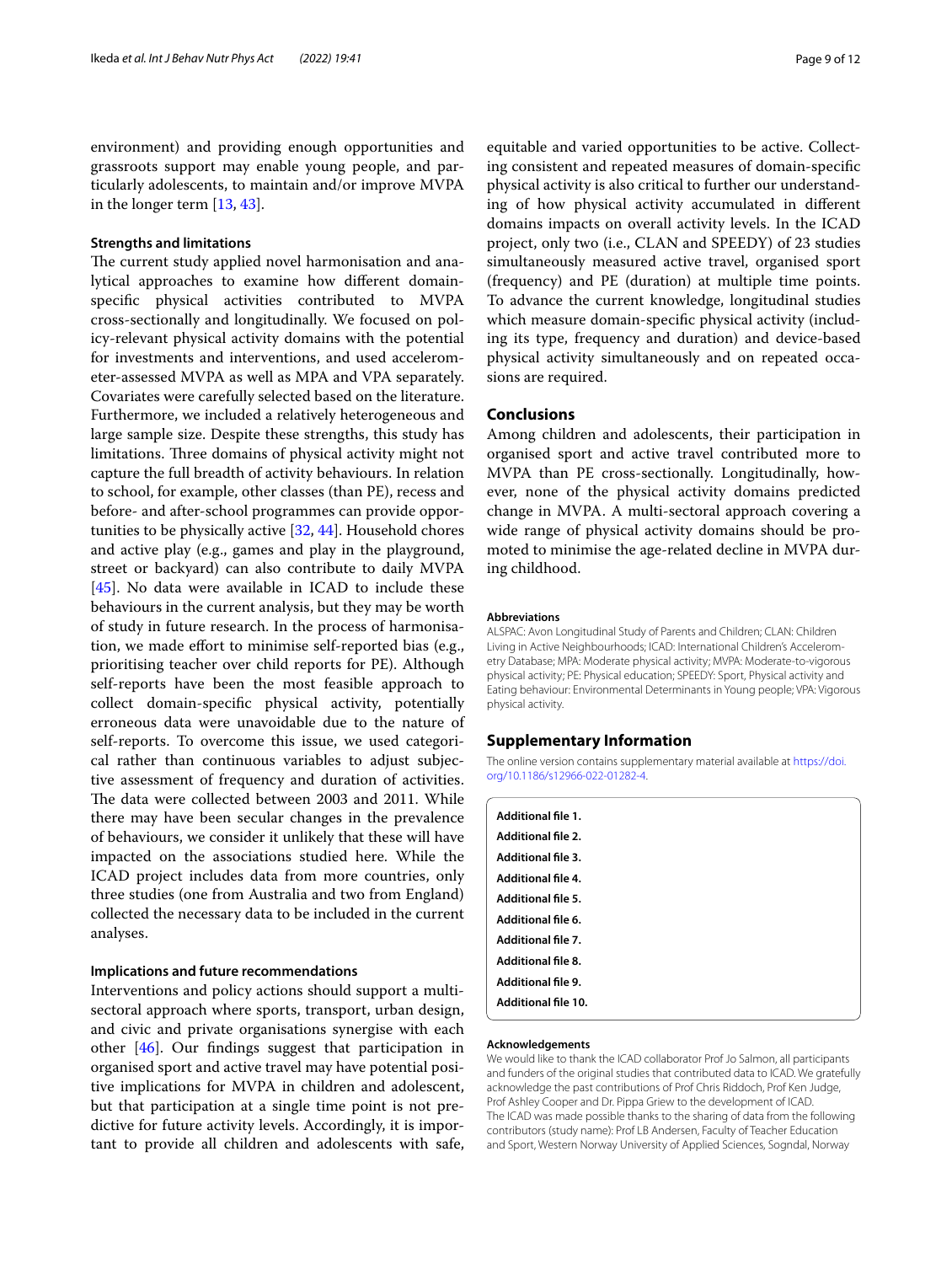environment) and providing enough opportunities and grassroots support may enable young people, and particularly adolescents, to maintain and/or improve MVPA in the longer term [13, 43].

### Strengths and limitations

The current study applied novel harmonisation and analytical approaches to examine how different domain-specific physical activities contributed to MVPA cross-sectionally and longitudinally. We focused on policy-relevant physical activity domains with the potential for investments and interventions, and used accelerometer-assessed MVPA as well as MPA and VPA separately. Covariates were carefully selected based on the literature. Furthermore, we included a relatively heterogeneous and large sample size. Despite these strengths, this study has limitations. Three domains of physical activity might not capture the full breadth of activity behaviours. In relation to school, for example, other classes (than PE), recess and before- and after-school programmes can provide opportunities to be physically active [32, 44]. Household chores and active play (e.g., games and play in the playground, street or backyard) can also contribute to daily MVPA [45]. No data were available in ICAD to include these behaviours in the current analysis, but they may be worth of study in future research. In the process of harmonisation, we made effort to minimise self-reported bias (e.g., prioritising teacher over child reports for PE). Although self-reports have been the most feasible approach to collect domain-specific physical activity, potentially erroneous data were unavoidable due to the nature of self-reports. To overcome this issue, we used categorical rather than continuous variables to adjust subjective assessment of frequency and duration of activities. The data were collected between 2003 and 2011. While there may have been secular changes in the prevalence of behaviours, we consider it unlikely that these will have impacted on the associations studied here. While the ICAD project includes data from more countries, only three studies (one from Australia and two from England) collected the necessary data to be included in the current analyses.

### Implications and future recommendations

Interventions and policy actions should support a multi-sectoral approach where sports, transport, urban design, and civic and private organisations synergise with each other [46]. Our findings suggest that participation in organised sport and active travel may have potential positive implications for MVPA in children and adolescent, but that participation at a single time point is not predictive for future activity levels. Accordingly, it is important to provide all children and adolescents with safe, equitable and varied opportunities to be active. Collecting consistent and repeated measures of domain-specific physical activity is also critical to further our understanding of how physical activity accumulated in different domains impacts on overall activity levels. In the ICAD project, only two (i.e., CLAN and SPEEDY) of 23 studies simultaneously measured active travel, organised sport (frequency) and PE (duration) at multiple time points. To advance the current knowledge, longitudinal studies which measure domain-specific physical activity (including its type, frequency and duration) and device-based physical activity simultaneously and on repeated occasions are required.

## Conclusions

Among children and adolescents, their participation in organised sport and active travel contributed more to MVPA than PE cross-sectionally. Longitudinally, however, none of the physical activity domains predicted change in MVPA. A multi-sectoral approach covering a wide range of physical activity domains should be promoted to minimise the age-related decline in MVPA during childhood.

#### Abbreviations

ALSPAC: Avon Longitudinal Study of Parents and Children; CLAN: Children Living in Active Neighbourhoods; ICAD: International Children's Accelerometry Database; MPA: Moderate physical activity; MVPA: Moderate-to-vigorous physical activity; PE: Physical education; SPEEDY: Sport, Physical activity and Eating behaviour: Environmental Determinants in Young people; VPA: Vigorous physical activity.

## Supplementary Information

The online version contains supplementary material available at https://doi.org/10.1186/s12966-022-01282-4.

**Additional file 1.**
**Additional file 2.**
**Additional file 3.**
**Additional file 4.**
**Additional file 5.**
**Additional file 6.**
**Additional file 7.**
**Additional file 8.**
**Additional file 9.**
**Additional file 10.**

#### Acknowledgements

We would like to thank the ICAD collaborator Prof Jo Salmon, all participants and funders of the original studies that contributed data to ICAD. We gratefully acknowledge the past contributions of Prof Chris Riddoch, Prof Ken Judge, Prof Ashley Cooper and Dr. Pippa Griew to the development of ICAD.
The ICAD was made possible thanks to the sharing of data from the following contributors (study name): Prof LB Andersen, Faculty of Teacher Education and Sport, Western Norway University of Applied Sciences, Sogndal, Norway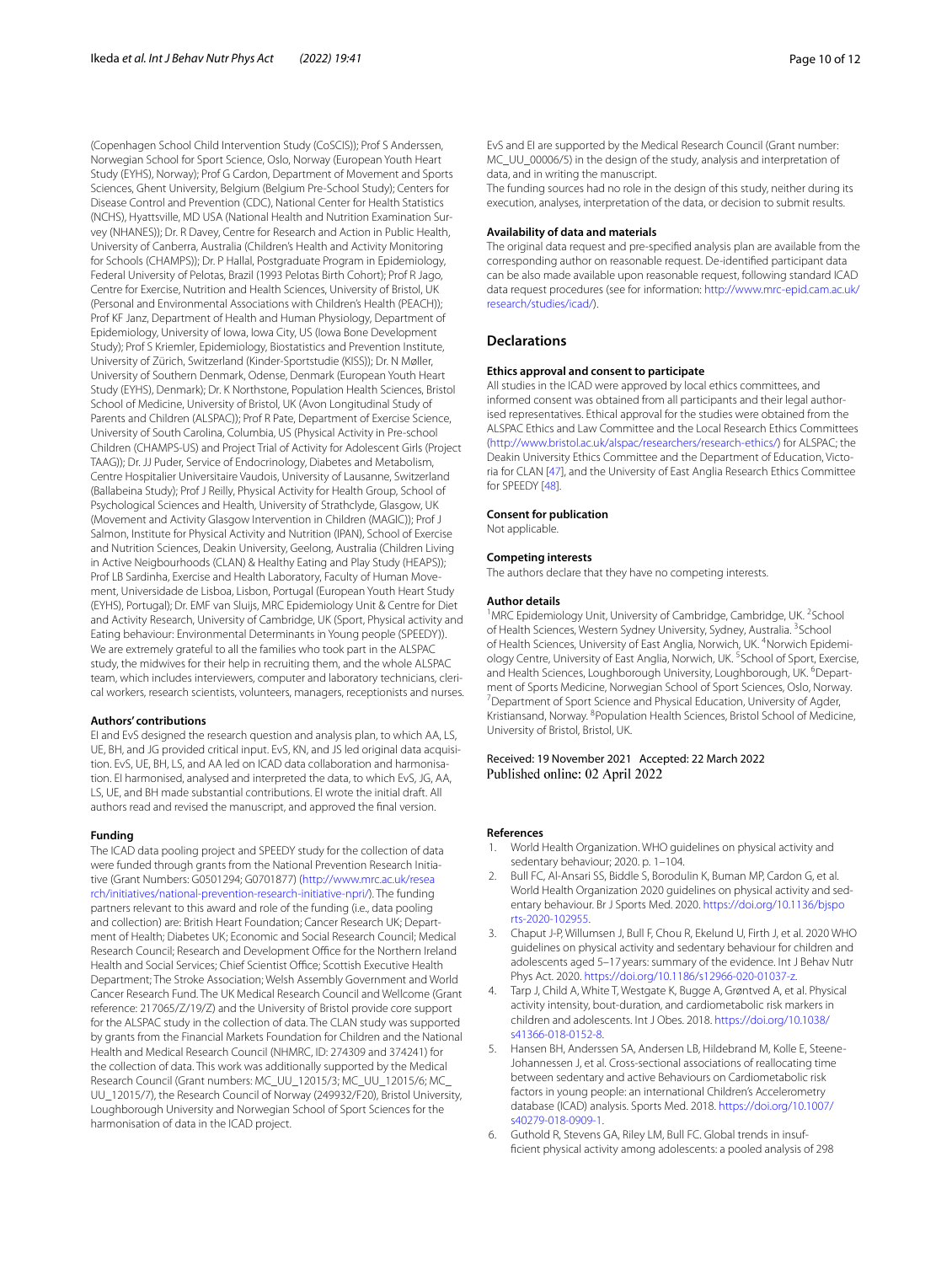(Copenhagen School Child Intervention Study (CoSCIS)); Prof S Anderssen, Norwegian School for Sport Science, Oslo, Norway (European Youth Heart Study (EYHS), Norway); Prof G Cardon, Department of Movement and Sports Sciences, Ghent University, Belgium (Belgium Pre-School Study); Centers for Disease Control and Prevention (CDC), National Center for Health Statistics (NCHS), Hyattsville, MD USA (National Health and Nutrition Examination Survey (NHANES)); Dr. R Davey, Centre for Research and Action in Public Health, University of Canberra, Australia (Children's Health and Activity Monitoring for Schools (CHAMPS)); Dr. P Hallal, Postgraduate Program in Epidemiology, Federal University of Pelotas, Brazil (1993 Pelotas Birth Cohort); Prof R Jago, Centre for Exercise, Nutrition and Health Sciences, University of Bristol, UK (Personal and Environmental Associations with Children's Health (PEACH)); Prof KF Janz, Department of Health and Human Physiology, Department of Epidemiology, University of Iowa, Iowa City, US (Iowa Bone Development Study); Prof S Kriemler, Epidemiology, Biostatistics and Prevention Institute, University of Zürich, Switzerland (Kinder-Sportstudie (KISS)); Dr. N Møller, University of Southern Denmark, Odense, Denmark (European Youth Heart Study (EYHS), Denmark); Dr. K Northstone, Population Health Sciences, Bristol School of Medicine, University of Bristol, UK (Avon Longitudinal Study of Parents and Children (ALSPAC)); Prof R Pate, Department of Exercise Science, University of South Carolina, Columbia, US (Physical Activity in Pre-school Children (CHAMPS-US) and Project Trial of Activity for Adolescent Girls (Project TAAG)); Dr. JJ Puder, Service of Endocrinology, Diabetes and Metabolism, Centre Hospitalier Universitaire Vaudois, University of Lausanne, Switzerland (Ballabeina Study); Prof J Reilly, Physical Activity for Health Group, School of Psychological Sciences and Health, University of Strathclyde, Glasgow, UK (Movement and Activity Glasgow Intervention in Children (MAGIC)); Prof J Salmon, Institute for Physical Activity and Nutrition (IPAN), School of Exercise and Nutrition Sciences, Deakin University, Geelong, Australia (Children Living in Active Neigbourhoods (CLAN) & Healthy Eating and Play Study (HEAPS)); Prof LB Sardinha, Exercise and Health Laboratory, Faculty of Human Movement, Universidade de Lisboa, Lisbon, Portugal (European Youth Heart Study (EYHS), Portugal); Dr. EMF van Sluijs, MRC Epidemiology Unit & Centre for Diet and Activity Research, University of Cambridge, UK (Sport, Physical activity and Eating behaviour: Environmental Determinants in Young people (SPEEDY)). We are extremely grateful to all the families who took part in the ALSPAC study, the midwives for their help in recruiting them, and the whole ALSPAC team, which includes interviewers, computer and laboratory technicians, clerical workers, research scientists, volunteers, managers, receptionists and nurses.

### Authors' contributions

EI and EvS designed the research question and analysis plan, to which AA, LS, UE, BH, and JG provided critical input. EvS, KN, and JS led original data acquisition. EvS, UE, BH, LS, and AA led on ICAD data collaboration and harmonisation. EI harmonised, analysed and interpreted the data, to which EvS, JG, AA, LS, UE, and BH made substantial contributions. EI wrote the initial draft. All authors read and revised the manuscript, and approved the final version.

### Funding

The ICAD data pooling project and SPEEDY study for the collection of data were funded through grants from the National Prevention Research Initiative (Grant Numbers: G0501294; G0701877) (http://www.mrc.ac.uk/research/initiatives/national-prevention-research-initiative-npri/). The funding partners relevant to this award and role of the funding (i.e., data pooling and collection) are: British Heart Foundation; Cancer Research UK; Department of Health; Diabetes UK; Economic and Social Research Council; Medical Research Council; Research and Development Office for the Northern Ireland Health and Social Services; Chief Scientist Office; Scottish Executive Health Department; The Stroke Association; Welsh Assembly Government and World Cancer Research Fund. The UK Medical Research Council and Wellcome (Grant reference: 217065/Z/19/Z) and the University of Bristol provide core support for the ALSPAC study in the collection of data. The CLAN study was supported by grants from the Financial Markets Foundation for Children and the National Health and Medical Research Council (NHMRC, ID: 274309 and 374241) for the collection of data. This work was additionally supported by the Medical Research Council (Grant numbers: MC_UU_12015/3; MC_UU_12015/6; MC_UU_12015/7), the Research Council of Norway (249932/F20), Bristol University, Loughborough University and Norwegian School of Sport Sciences for the harmonisation of data in the ICAD project.

EvS and EI are supported by the Medical Research Council (Grant number: MC_UU_00006/5) in the design of the study, analysis and interpretation of data, and in writing the manuscript.

The funding sources had no role in the design of this study, neither during its execution, analyses, interpretation of the data, or decision to submit results.

### Availability of data and materials

The original data request and pre-specified analysis plan are available from the corresponding author on reasonable request. De-identified participant data can be also made available upon reasonable request, following standard ICAD data request procedures (see for information: http://www.mrc-epid.cam.ac.uk/research/studies/icad/).

## Declarations

### Ethics approval and consent to participate

All studies in the ICAD were approved by local ethics committees, and informed consent was obtained from all participants and their legal authorised representatives. Ethical approval for the studies were obtained from the ALSPAC Ethics and Law Committee and the Local Research Ethics Committees (http://www.bristol.ac.uk/alspac/researchers/research-ethics/) for ALSPAC; the Deakin University Ethics Committee and the Department of Education, Victoria for CLAN [47], and the University of East Anglia Research Ethics Committee for SPEEDY [48].

### Consent for publication

Not applicable.

### Competing interests

The authors declare that they have no competing interests.

### Author details

[1] MRC Epidemiology Unit, University of Cambridge, Cambridge, UK. [2] School of Health Sciences, Western Sydney University, Sydney, Australia. [3] School of Health Sciences, University of East Anglia, Norwich, UK. [4] Norwich Epidemiology Centre, University of East Anglia, Norwich, UK. [5] School of Sport, Exercise, and Health Sciences, Loughborough University, Loughborough, UK. [6] Department of Sports Medicine, Norwegian School of Sport Sciences, Oslo, Norway. [7] Department of Sport Science and Physical Education, University of Agder, Kristiansand, Norway. [8] Population Health Sciences, Bristol School of Medicine, University of Bristol, Bristol, UK.

Received: 19 November 2021 Accepted: 22 March 2022
Published online: 02 April 2022

### References

1. World Health Organization. WHO guidelines on physical activity and sedentary behaviour; 2020. p. 1–104.
2. Bull FC, Al-Ansari SS, Biddle S, Borodulin K, Buman MP, Cardon G, et al. World Health Organization 2020 guidelines on physical activity and sedentary behaviour. Br J Sports Med. 2020. https://doi.org/10.1136/bjsports-2020-102955.
3. Chaput J-P, Willumsen J, Bull F, Chou R, Ekelund U, Firth J, et al. 2020 WHO guidelines on physical activity and sedentary behaviour for children and adolescents aged 5–17 years: summary of the evidence. Int J Behav Nutr Phys Act. 2020. https://doi.org/10.1186/s12966-020-01037-z.
4. Tarp J, Child A, White T, Westgate K, Bugge A, Grøntved A, et al. Physical activity intensity, bout-duration, and cardiometabolic risk markers in children and adolescents. Int J Obes. 2018. https://doi.org/10.1038/s41366-018-0152-8.
5. Hansen BH, Anderssen SA, Andersen LB, Hildebrand M, Kolle E, Steene-Johannessen J, et al. Cross-sectional associations of reallocating time between sedentary and active Behaviours on Cardiometabolic risk factors in young people: an international Children's Accelerometry database (ICAD) analysis. Sports Med. 2018. https://doi.org/10.1007/s40279-018-0909-1.
6. Guthold R, Stevens GA, Riley LM, Bull FC. Global trends in insufficient physical activity among adolescents: a pooled analysis of 298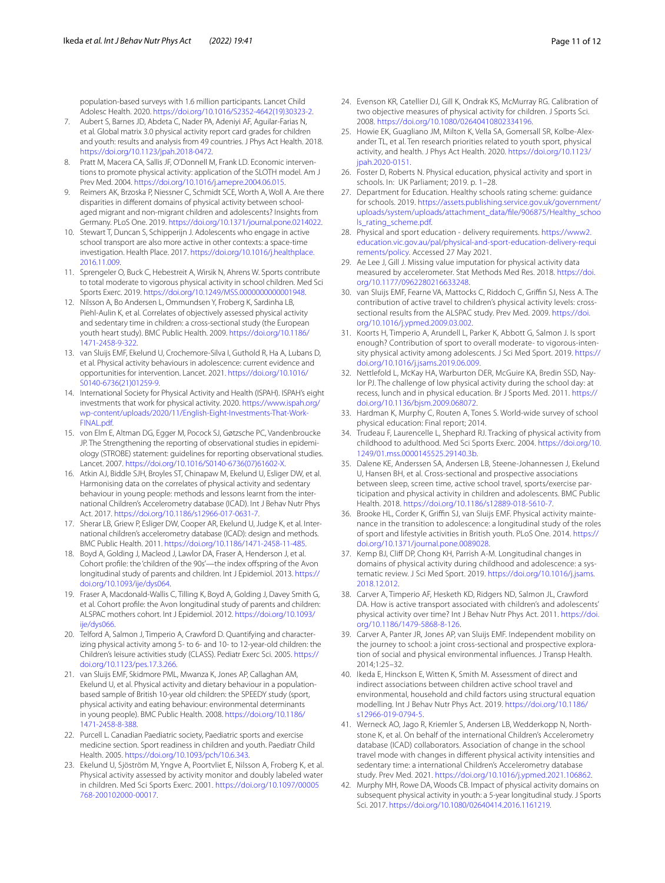population-based surveys with 1.6 million participants. Lancet Child Adolesc Health. 2020. https://doi.org/10.1016/S2352-4642(19)30323-2.

7. Aubert S, Barnes JD, Abdeta C, Nader PA, Adeniyi AF, Aguilar-Farias N, et al. Global matrix 3.0 physical activity report card grades for children and youth: results and analysis from 49 countries. J Phys Act Health. 2018. https://doi.org/10.1123/jpah.2018-0472.
8. Pratt M, Macera CA, Sallis JF, O'Donnell M, Frank LD. Economic interventions to promote physical activity: application of the SLOTH model. Am J Prev Med. 2004. https://doi.org/10.1016/j.amepre.2004.06.015.
9. Reimers AK, Brzoska P, Niessner C, Schmidt SCE, Worth A, Woll A. Are there disparities in different domains of physical activity between school-aged migrant and non-migrant children and adolescents? Insights from Germany. PLoS One. 2019. https://doi.org/10.1371/journal.pone.0214022.
10. Stewart T, Duncan S, Schipperijn J. Adolescents who engage in active school transport are also more active in other contexts: a space-time investigation. Health Place. 2017. https://doi.org/10.1016/j.healthplace.2016.11.009.
11. Sprengeler O, Buck C, Hebestreit A, Wirsik N, Ahrens W. Sports contribute to total moderate to vigorous physical activity in school children. Med Sci Sports Exerc. 2019. https://doi.org/10.1249/MSS.0000000000001948.
12. Nilsson A, Bo Andersen L, Ommundsen Y, Froberg K, Sardinha LB, Piehl-Aulin K, et al. Correlates of objectively assessed physical activity and sedentary time in children: a cross-sectional study (the European youth heart study). BMC Public Health. 2009. https://doi.org/10.1186/1471-2458-9-322.
13. van Sluijs EMF, Ekelund U, Crochemore-Silva I, Guthold R, Ha A, Lubans D, et al. Physical activity behaviours in adolescence: current evidence and opportunities for intervention. Lancet. 2021. https://doi.org/10.1016/S0140-6736(21)01259-9.
14. International Society for Physical Activity and Health (ISPAH). ISPAH's eight investments that work for physical activity. 2020. https://www.ispah.org/wp-content/uploads/2020/11/English-Eight-Investments-That-Work-FINAL.pdf.
15. von Elm E, Altman DG, Egger M, Pocock SJ, Gøtzsche PC, Vandenbroucke JP. The Strengthening the reporting of observational studies in epidemiology (STROBE) statement: guidelines for reporting observational studies. Lancet. 2007. https://doi.org/10.1016/S0140-6736(07)61602-X.
16. Atkin AJ, Biddle SJH, Broyles ST, Chinapaw M, Ekelund U, Esliger DW, et al. Harmonising data on the correlates of physical activity and sedentary behaviour in young people: methods and lessons learnt from the international Children's Accelerometry database (ICAD). Int J Behav Nutr Phys Act. 2017. https://doi.org/10.1186/s12966-017-0631-7.
17. Sherar LB, Griew P, Esliger DW, Cooper AR, Ekelund U, Judge K, et al. International children's accelerometry database (ICAD): design and methods. BMC Public Health. 2011. https://doi.org/10.1186/1471-2458-11-485.
18. Boyd A, Golding J, Macleod J, Lawlor DA, Fraser A, Henderson J, et al. Cohort profile: the 'children of the 90s'—the index offspring of the Avon longitudinal study of parents and children. Int J Epidemiol. 2013. https://doi.org/10.1093/ije/dys064.
19. Fraser A, Macdonald-Wallis C, Tilling K, Boyd A, Golding J, Davey Smith G, et al. Cohort profile: the Avon longitudinal study of parents and children: ALSPAC mothers cohort. Int J Epidemiol. 2012. https://doi.org/10.1093/ije/dys066.
20. Telford A, Salmon J, Timperio A, Crawford D. Quantifying and characterizing physical activity among 5- to 6- and 10- to 12-year-old children: the Children's leisure activities study (CLASS). Pediatr Exerc Sci. 2005. https://doi.org/10.1123/pes.17.3.266.
21. van Sluijs EMF, Skidmore PML, Mwanza K, Jones AP, Callaghan AM, Ekelund U, et al. Physical activity and dietary behaviour in a population-based sample of British 10-year old children: the SPEEDY study (sport, physical activity and eating behaviour: environmental determinants in young people). BMC Public Health. 2008. https://doi.org/10.1186/1471-2458-8-388.
22. Purcell L. Canadian Paediatric society, Paediatric sports and exercise medicine section. Sport readiness in children and youth. Paediatr Child Health. 2005. https://doi.org/10.1093/pch/10.6.343.
23. Ekelund U, Sjöström M, Yngve A, Poortvliet E, Nilsson A, Froberg K, et al. Physical activity assessed by activity monitor and doubly labeled water in children. Med Sci Sports Exerc. 2001. https://doi.org/10.1097/00005768-200102000-00017.
24. Evenson KR, Catellier DJ, Gill K, Ondrak KS, McMurray RG. Calibration of two objective measures of physical activity for children. J Sports Sci. 2008. https://doi.org/10.1080/02640410802334196.
25. Howie EK, Guagliano JM, Milton K, Vella SA, Gomersall SR, Kolbe-Alexander TL, et al. Ten research priorities related to youth sport, physical activity, and health. J Phys Act Health. 2020. https://doi.org/10.1123/jpah.2020-0151.
26. Foster D, Roberts N. Physical education, physical activity and sport in schools. In: UK Parliament; 2019. p. 1–28.
27. Department for Education. Healthy schools rating scheme: guidance for schools. 2019. https://assets.publishing.service.gov.uk/government/uploads/system/uploads/attachment_data/file/906875/Healthy_schools_rating_scheme.pdf.
28. Physical and sport education - delivery requirements. https://www2.education.vic.gov.au/pal/physical-and-sport-education-delivery-requirements/policy. Accessed 27 May 2021.
29. Ae Lee J, Gill J. Missing value imputation for physical activity data measured by accelerometer. Stat Methods Med Res. 2018. https://doi.org/10.1177/0962280216633248.
30. van Sluijs EMF, Fearne VA, Mattocks C, Riddoch C, Griffin SJ, Ness A. The contribution of active travel to children's physical activity levels: cross-sectional results from the ALSPAC study. Prev Med. 2009. https://doi.org/10.1016/j.ypmed.2009.03.002.
31. Koorts H, Timperio A, Arundell L, Parker K, Abbott G, Salmon J. Is sport enough? Contribution of sport to overall moderate- to vigorous-intensity physical activity among adolescents. J Sci Med Sport. 2019. https://doi.org/10.1016/j.jsams.2019.06.009.
32. Nettlefold L, McKay HA, Warburton DER, McGuire KA, Bredin SSD, Naylor PJ. The challenge of low physical activity during the school day: at recess, lunch and in physical education. Br J Sports Med. 2011. https://doi.org/10.1136/bjsm.2009.068072.
33. Hardman K, Murphy C, Routen A, Tones S. World-wide survey of school physical education: Final report; 2014.
34. Trudeau F, Laurencelle L, Shephard RJ. Tracking of physical activity from childhood to adulthood. Med Sci Sports Exerc. 2004. https://doi.org/10.1249/01.mss.0000145525.29140.3b.
35. Dalene KE, Anderssen SA, Andersen LB, Steene-Johannessen J, Ekelund U, Hansen BH, et al. Cross-sectional and prospective associations between sleep, screen time, active school travel, sports/exercise participation and physical activity in children and adolescents. BMC Public Health. 2018. https://doi.org/10.1186/s12889-018-5610-7.
36. Brooke HL, Corder K, Griffin SJ, van Sluijs EMF. Physical activity maintenance in the transition to adolescence: a longitudinal study of the roles of sport and lifestyle activities in British youth. PLoS One. 2014. https://doi.org/10.1371/journal.pone.0089028.
37. Kemp BJ, Cliff DP, Chong KH, Parrish A-M. Longitudinal changes in domains of physical activity during childhood and adolescence: a systematic review. J Sci Med Sport. 2019. https://doi.org/10.1016/j.jsams.2018.12.012.
38. Carver A, Timperio AF, Hesketh KD, Ridgers ND, Salmon JL, Crawford DA. How is active transport associated with children's and adolescents' physical activity over time? Int J Behav Nutr Phys Act. 2011. https://doi.org/10.1186/1479-5868-8-126.
39. Carver A, Panter JR, Jones AP, van Sluijs EMF. Independent mobility on the journey to school: a joint cross-sectional and prospective exploration of social and physical environmental influences. J Transp Health. 2014;1:25–32.
40. Ikeda E, Hinckson E, Witten K, Smith M. Assessment of direct and indirect associations between children active school travel and environmental, household and child factors using structural equation modelling. Int J Behav Nutr Phys Act. 2019. https://doi.org/10.1186/s12966-019-0794-5.
41. Werneck AO, Jago R, Kriemler S, Andersen LB, Wedderkopp N, Northstone K, et al. On behalf of the international Children's Accelerometry database (ICAD) collaborators. Association of change in the school travel mode with changes in different physical activity intensities and sedentary time: a international Children's Accelerometry Database study. Prev Med. 2021. https://doi.org/10.1016/j.ypmed.2021.106862.
42. Murphy MH, Rowe DA, Woods CB. Impact of physical activity domains on subsequent physical activity in youth: a 5-year longitudinal study. J Sports Sci. 2017. https://doi.org/10.1080/02640414.2016.1161219.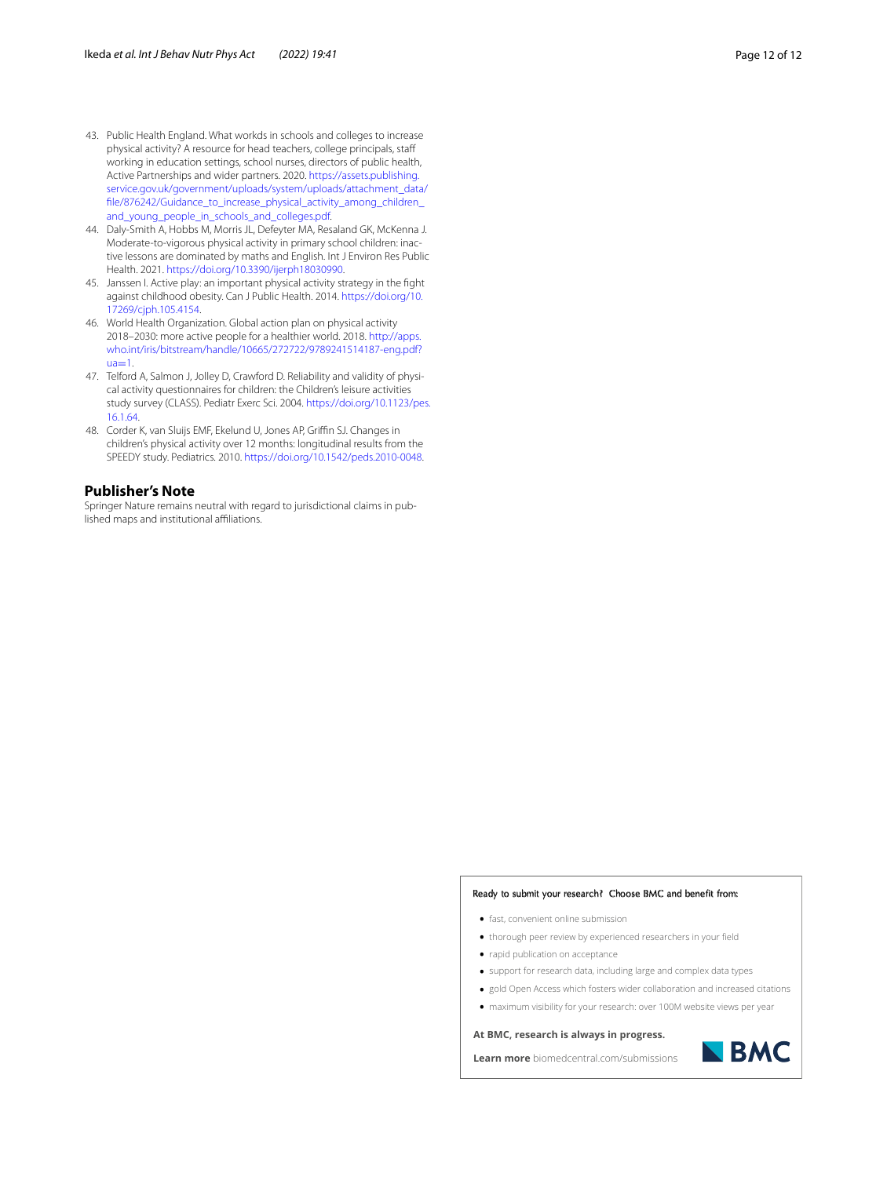43. Public Health England. What workds in schools and colleges to increase physical activity? A resource for head teachers, college principals, staff working in education settings, school nurses, directors of public health, Active Partnerships and wider partners. 2020. https://assets.publishing.service.gov.uk/government/uploads/system/uploads/attachment_data/file/876242/Guidance_to_increase_physical_activity_among_children_and_young_people_in_schools_and_colleges.pdf.
44. Daly-Smith A, Hobbs M, Morris JL, Defeyter MA, Resaland GK, McKenna J. Moderate-to-vigorous physical activity in primary school children: inactive lessons are dominated by maths and English. Int J Environ Res Public Health. 2021. https://doi.org/10.3390/ijerph18030990.
45. Janssen I. Active play: an important physical activity strategy in the fight against childhood obesity. Can J Public Health. 2014. https://doi.org/10.17269/cjph.105.4154.
46. World Health Organization. Global action plan on physical activity 2018–2030: more active people for a healthier world. 2018. http://apps.who.int/iris/bitstream/handle/10665/272722/9789241514187-eng.pdf?ua=1.
47. Telford A, Salmon J, Jolley D, Crawford D. Reliability and validity of physical activity questionnaires for children: the Children's leisure activities study survey (CLASS). Pediatr Exerc Sci. 2004. https://doi.org/10.1123/pes.16.1.64.
48. Corder K, van Sluijs EMF, Ekelund U, Jones AP, Griffin SJ. Changes in children's physical activity over 12 months: longitudinal results from the SPEEDY study. Pediatrics. 2010. https://doi.org/10.1542/peds.2010-0048.

## Publisher's Note

Springer Nature remains neutral with regard to jurisdictional claims in published maps and institutional affiliations.

Ready to submit your research? Choose BMC and benefit from:

- fast, convenient online submission
- thorough peer review by experienced researchers in your field
- rapid publication on acceptance
- support for research data, including large and complex data types
- gold Open Access which fosters wider collaboration and increased citations
- maximum visibility for your research: over 100M website views per year

**At BMC, research is always in progress.**

**Learn more** biomedcentral.com/submissions

BMC